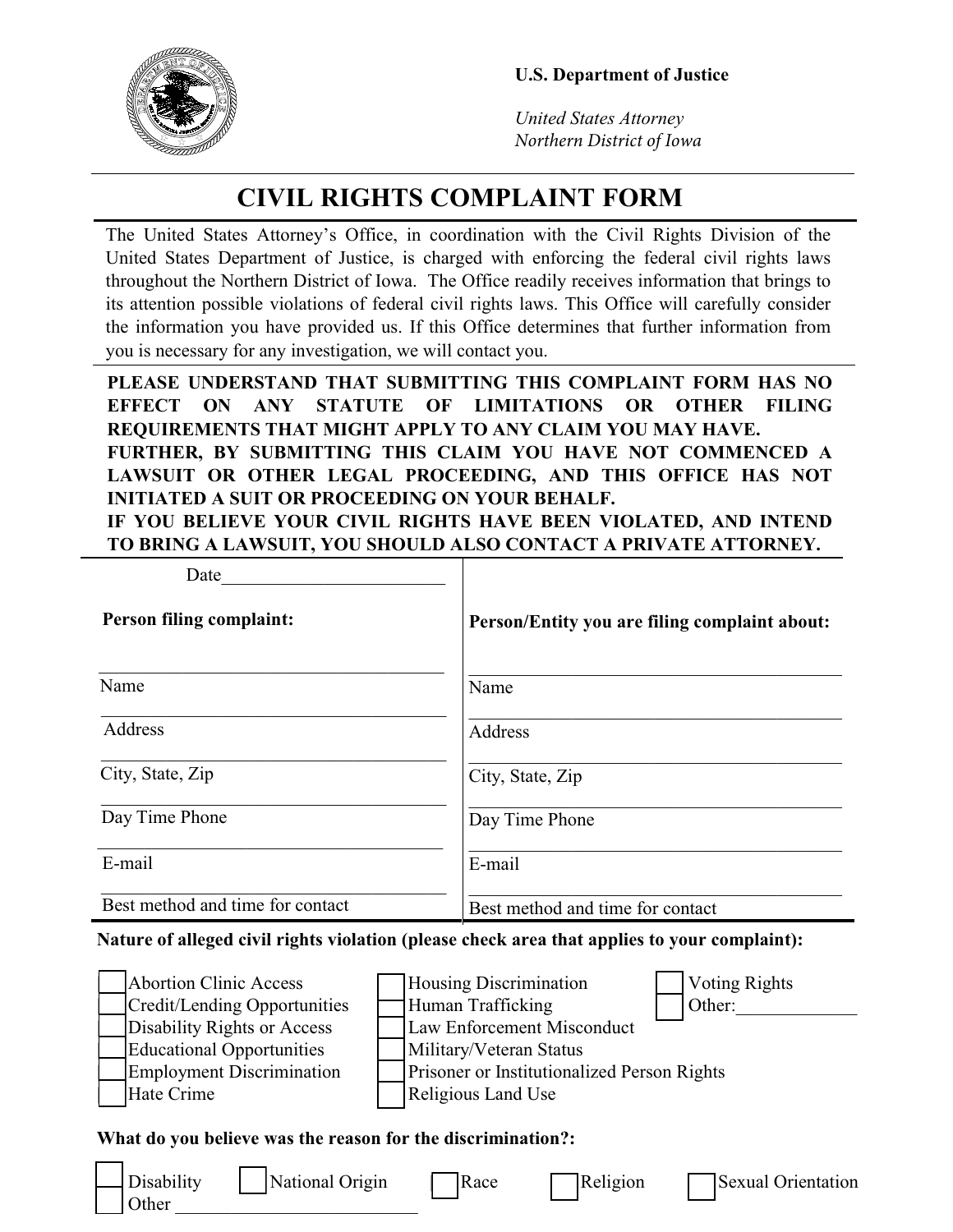**U.S. Department of Justice**

*United States Attorney*
*Northern District of Iowa*

# CIVIL RIGHTS COMPLAINT FORM

The United States Attorney's Office, in coordination with the Civil Rights Division of the United States Department of Justice, is charged with enforcing the federal civil rights laws throughout the Northern District of Iowa. The Office readily receives information that brings to its attention possible violations of federal civil rights laws. This Office will carefully consider the information you have provided us. If this Office determines that further information from you is necessary for any investigation, we will contact you.

**PLEASE UNDERSTAND THAT SUBMITTING THIS COMPLAINT FORM HAS NO EFFECT ON ANY STATUTE OF LIMITATIONS OR OTHER FILING REQUIREMENTS THAT MIGHT APPLY TO ANY CLAIM YOU MAY HAVE.**
**FURTHER, BY SUBMITTING THIS CLAIM YOU HAVE NOT COMMENCED A LAWSUIT OR OTHER LEGAL PROCEEDING, AND THIS OFFICE HAS NOT INITIATED A SUIT OR PROCEEDING ON YOUR BEHALF.**
**IF YOU BELIEVE YOUR CIVIL RIGHTS HAVE BEEN VIOLATED, AND INTEND TO BRING A LAWSUIT, YOU SHOULD ALSO CONTACT A PRIVATE ATTORNEY.**

Date________________________

| **Person filing complaint:** | **Person/Entity you are filing complaint about:** |
|---|---|
| Name | Name |
| Address | Address |
| City, State, Zip | City, State, Zip |
| Day Time Phone | Day Time Phone |
| E-mail | E-mail |
| Best method and time for contact | Best method and time for contact |

**Nature of alleged civil rights violation (please check area that applies to your complaint):**

- ☐ Abortion Clinic Access
- ☐ Credit/Lending Opportunities
- ☐ Disability Rights or Access
- ☐ Educational Opportunities
- ☐ Employment Discrimination
- ☐ Hate Crime
- ☐ Housing Discrimination
- ☐ Human Trafficking
- ☐ Law Enforcement Misconduct
- ☐ Military/Veteran Status
- ☐ Prisoner or Institutionalized Person Rights
- ☐ Religious Land Use
- ☐ Voting Rights
- ☐ Other:_____________

**What do you believe was the reason for the discrimination?:**

- ☐ Disability
- ☐ National Origin
- ☐ Race
- ☐ Religion
- ☐ Sexual Orientation
- ☐ Other ___________________________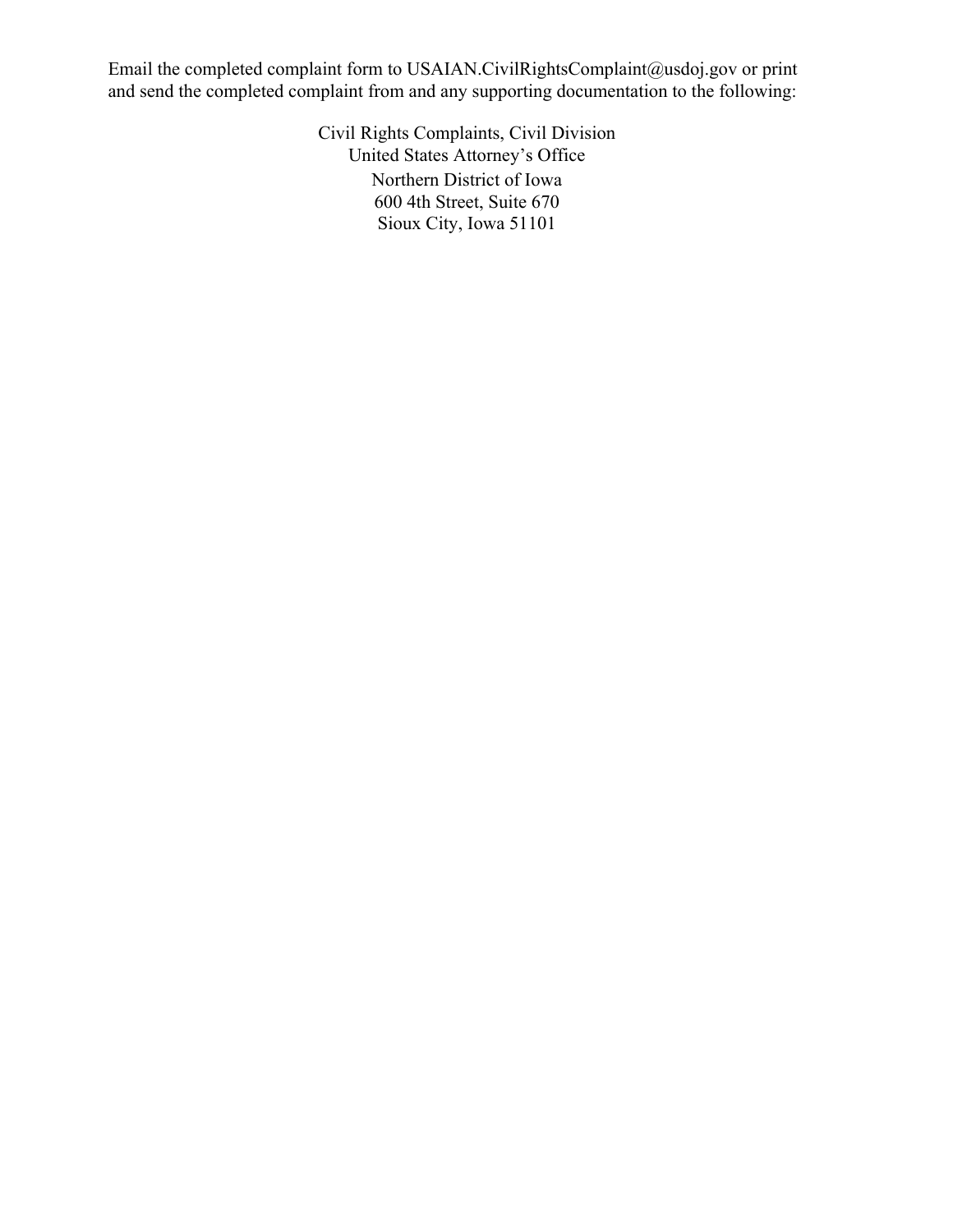Email the completed complaint form to USAIAN.CivilRightsComplaint@usdoj.gov or print and send the completed complaint from and any supporting documentation to the following:

Civil Rights Complaints, Civil Division
United States Attorney's Office
Northern District of Iowa
600 4th Street, Suite 670
Sioux City, Iowa 51101